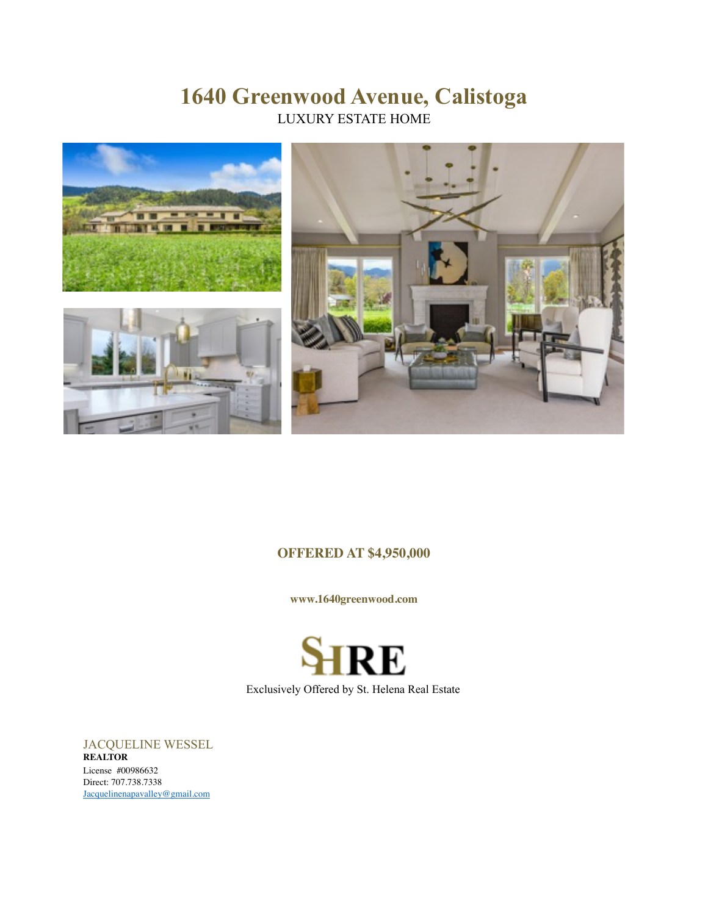# 1640 Greenwood Avenue, Calistoga

LUXURY ESTATE HOME

**OFFERED AT $4,950,000**

**www.1640greenwood.com**

SHRE

Exclusively Offered by St. Helena Real Estate

JACQUELINE WESSEL
**REALTOR**
License #00986632
Direct: 707.738.7338
Jacquelinenapavalley@gmail.com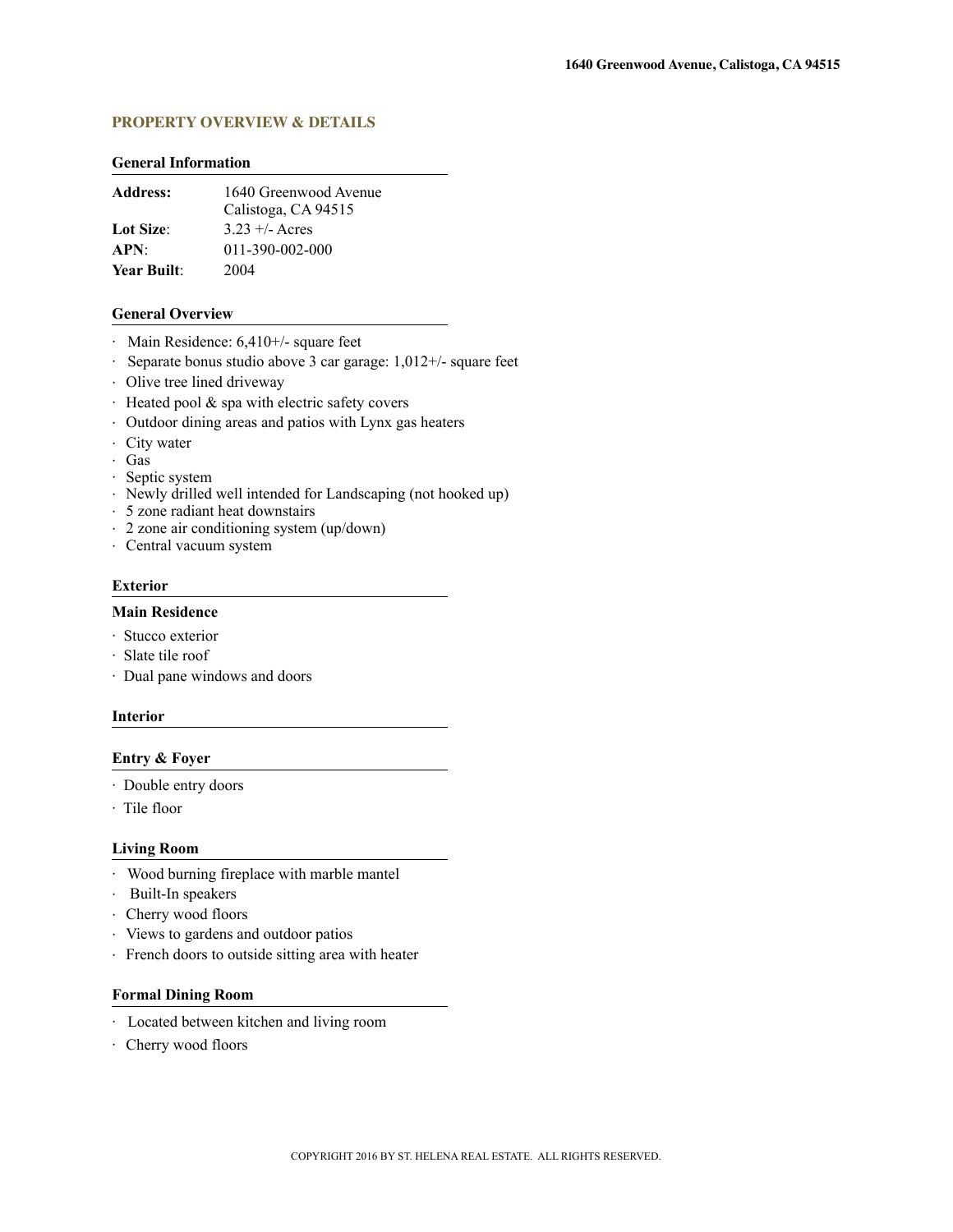## PROPERTY OVERVIEW & DETAILS

### General Information

| | |
|---|---|
| **Address:** | 1640 Greenwood Avenue<br>Calistoga, CA 94515 |
| **Lot Size**: | 3.23 +/- Acres |
| **APN**: | 011-390-002-000 |
| **Year Built**: | 2004 |

### General Overview

- Main Residence: 6,410+/- square feet
- Separate bonus studio above 3 car garage: 1,012+/- square feet
- Olive tree lined driveway
- Heated pool & spa with electric safety covers
- Outdoor dining areas and patios with Lynx gas heaters
- City water
- Gas
- Septic system
- Newly drilled well intended for Landscaping (not hooked up)
- 5 zone radiant heat downstairs
- 2 zone air conditioning system (up/down)
- Central vacuum system

### Exterior

#### Main Residence

- Stucco exterior
- Slate tile roof
- Dual pane windows and doors

### Interior

#### Entry & Foyer

- Double entry doors
- Tile floor

#### Living Room

- Wood burning fireplace with marble mantel
- Built-In speakers
- Cherry wood floors
- Views to gardens and outdoor patios
- French doors to outside sitting area with heater

#### Formal Dining Room

- Located between kitchen and living room
- Cherry wood floors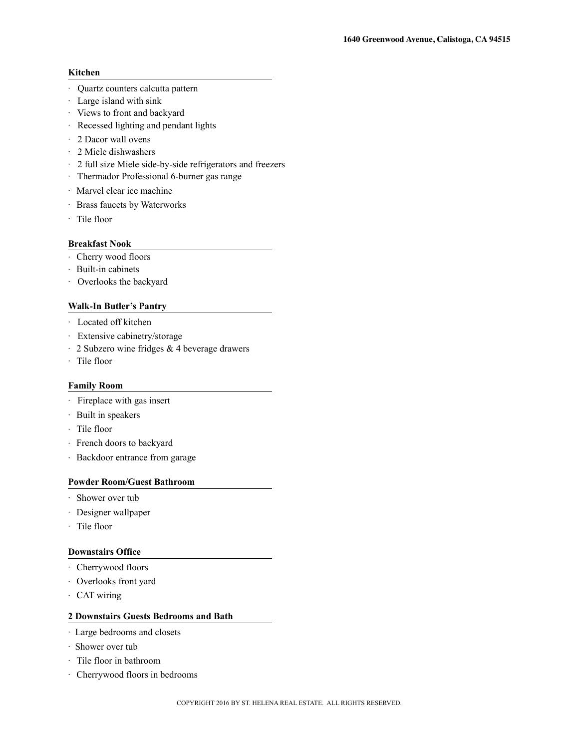### Kitchen

- Quartz counters calcutta pattern
- Large island with sink
- Views to front and backyard
- Recessed lighting and pendant lights
- 2 Dacor wall ovens
- 2 Miele dishwashers
- 2 full size Miele side-by-side refrigerators and freezers
- Thermador Professional 6-burner gas range
- Marvel clear ice machine
- Brass faucets by Waterworks
- Tile floor

### Breakfast Nook

- Cherry wood floors
- Built-in cabinets
- Overlooks the backyard

### Walk-In Butler's Pantry

- Located off kitchen
- Extensive cabinetry/storage
- 2 Subzero wine fridges & 4 beverage drawers
- Tile floor

### Family Room

- Fireplace with gas insert
- Built in speakers
- Tile floor
- French doors to backyard
- Backdoor entrance from garage

### Powder Room/Guest Bathroom

- Shower over tub
- Designer wallpaper
- Tile floor

### Downstairs Office

- Cherrywood floors
- Overlooks front yard
- CAT wiring

### 2 Downstairs Guests Bedrooms and Bath

- Large bedrooms and closets
- Shower over tub
- Tile floor in bathroom
- Cherrywood floors in bedrooms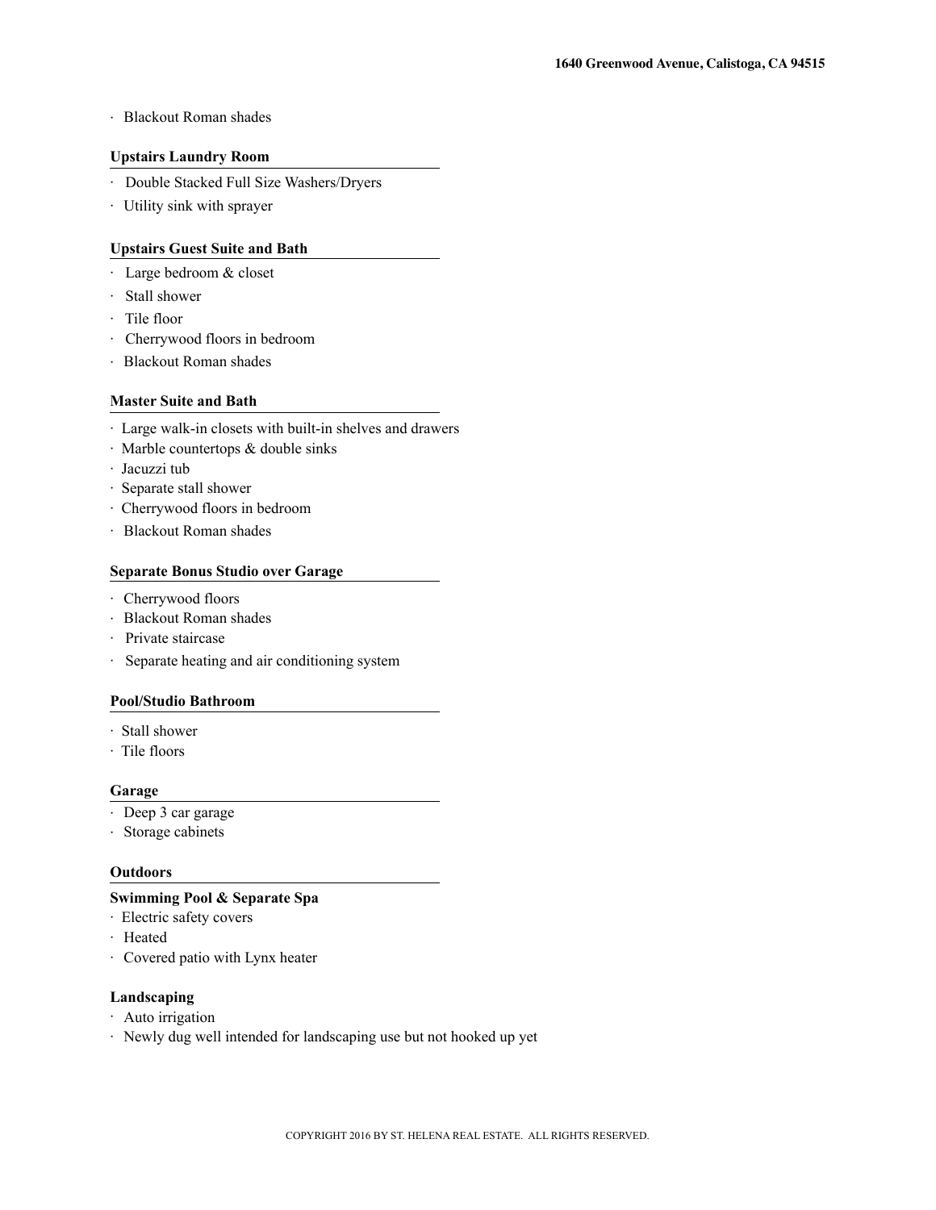- Blackout Roman shades

**Upstairs Laundry Room**

- Double Stacked Full Size Washers/Dryers
- Utility sink with sprayer

**Upstairs Guest Suite and Bath**

- Large bedroom & closet
- Stall shower
- Tile floor
- Cherrywood floors in bedroom
- Blackout Roman shades

**Master Suite and Bath**

- Large walk-in closets with built-in shelves and drawers
- Marble countertops & double sinks
- Jacuzzi tub
- Separate stall shower
- Cherrywood floors in bedroom
- Blackout Roman shades

**Separate Bonus Studio over Garage**

- Cherrywood floors
- Blackout Roman shades
- Private staircase
- Separate heating and air conditioning system

**Pool/Studio Bathroom**

- Stall shower
- Tile floors

**Garage**

- Deep 3 car garage
- Storage cabinets

**Outdoors**

**Swimming Pool & Separate Spa**

- Electric safety covers
- Heated
- Covered patio with Lynx heater

**Landscaping**

- Auto irrigation
- Newly dug well intended for landscaping use but not hooked up yet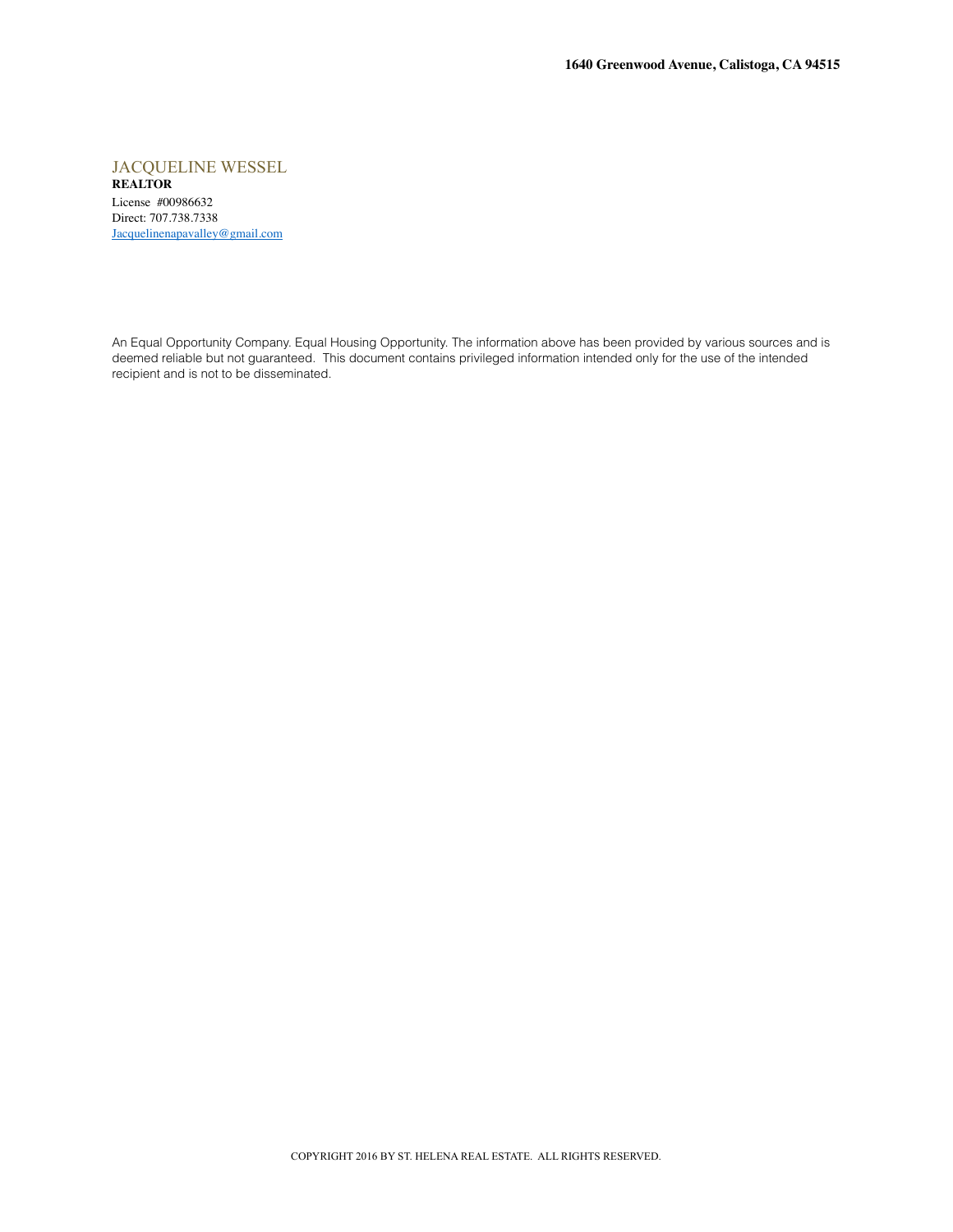JACQUELINE WESSEL
**REALTOR**
License #00986632
Direct: 707.738.7338
Jacquelinenapavalley@gmail.com

An Equal Opportunity Company. Equal Housing Opportunity. The information above has been provided by various sources and is deemed reliable but not guaranteed. This document contains privileged information intended only for the use of the intended recipient and is not to be disseminated.